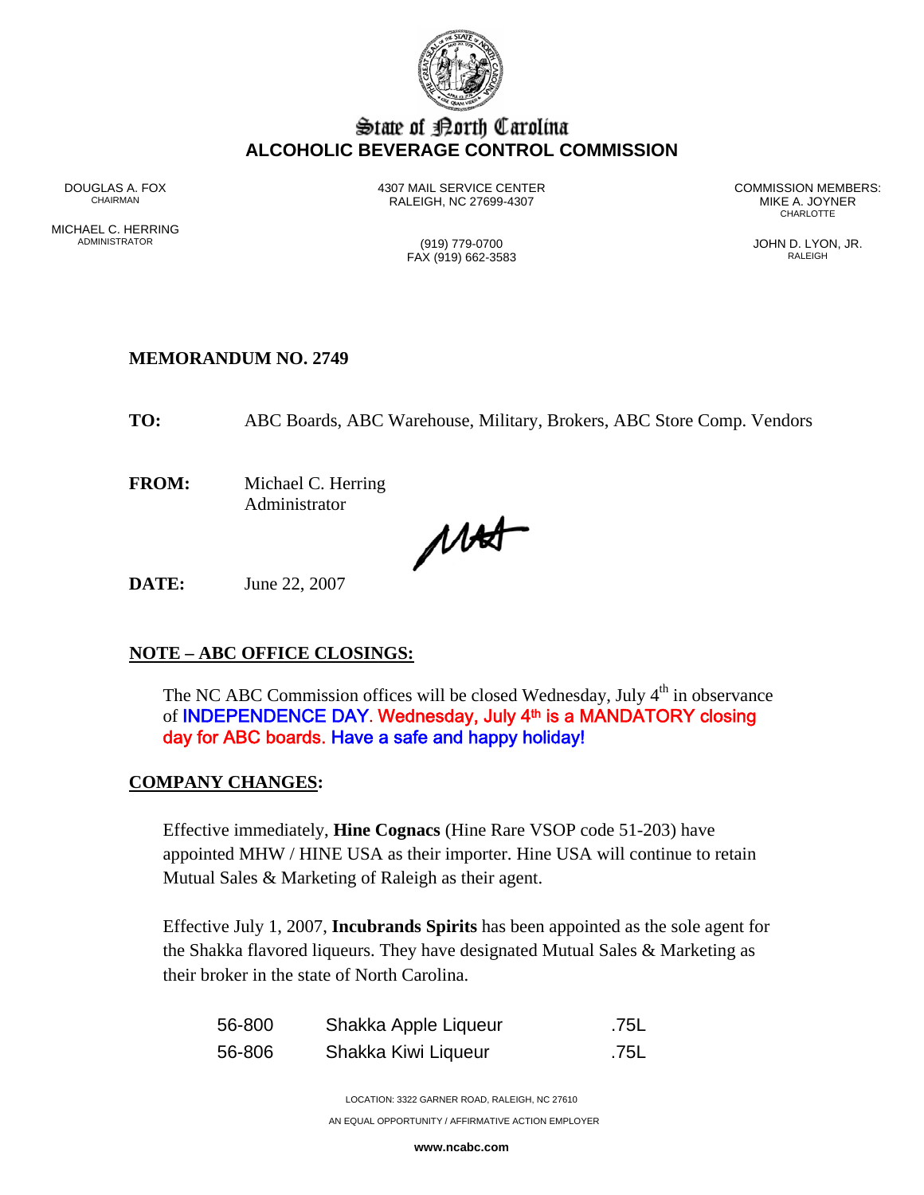# State of North Carolina
## ALCOHOLIC BEVERAGE CONTROL COMMISSION

DOUGLAS A. FOX
CHAIRMAN

MICHAEL C. HERRING
ADMINISTRATOR

4307 MAIL SERVICE CENTER
RALEIGH, NC 27699-4307

(919) 779-0700
FAX (919) 662-3583

COMMISSION MEMBERS:
MIKE A. JOYNER
CHARLOTTE

JOHN D. LYON, JR.
RALEIGH

**MEMORANDUM NO. 2749**

**TO:** ABC Boards, ABC Warehouse, Military, Brokers, ABC Store Comp. Vendors

**FROM:** Michael C. Herring
Administrator

**DATE:** June 22, 2007

**NOTE – ABC OFFICE CLOSINGS:**

The NC ABC Commission offices will be closed Wednesday, July 4th in observance of INDEPENDENCE DAY. Wednesday, July 4th is a MANDATORY closing day for ABC boards. Have a safe and happy holiday!

**COMPANY CHANGES:**

Effective immediately, **Hine Cognacs** (Hine Rare VSOP code 51-203) have appointed MHW / HINE USA as their importer. Hine USA will continue to retain Mutual Sales & Marketing of Raleigh as their agent.

Effective July 1, 2007, **Incubrands Spirits** has been appointed as the sole agent for the Shakka flavored liqueurs. They have designated Mutual Sales & Marketing as their broker in the state of North Carolina.

| | | |
|---|---|---|
| 56-800 | Shakka Apple Liqueur | .75L |
| 56-806 | Shakka Kiwi Liqueur | .75L |

LOCATION: 3322 GARNER ROAD, RALEIGH, NC 27610

AN EQUAL OPPORTUNITY / AFFIRMATIVE ACTION EMPLOYER

www.ncabc.com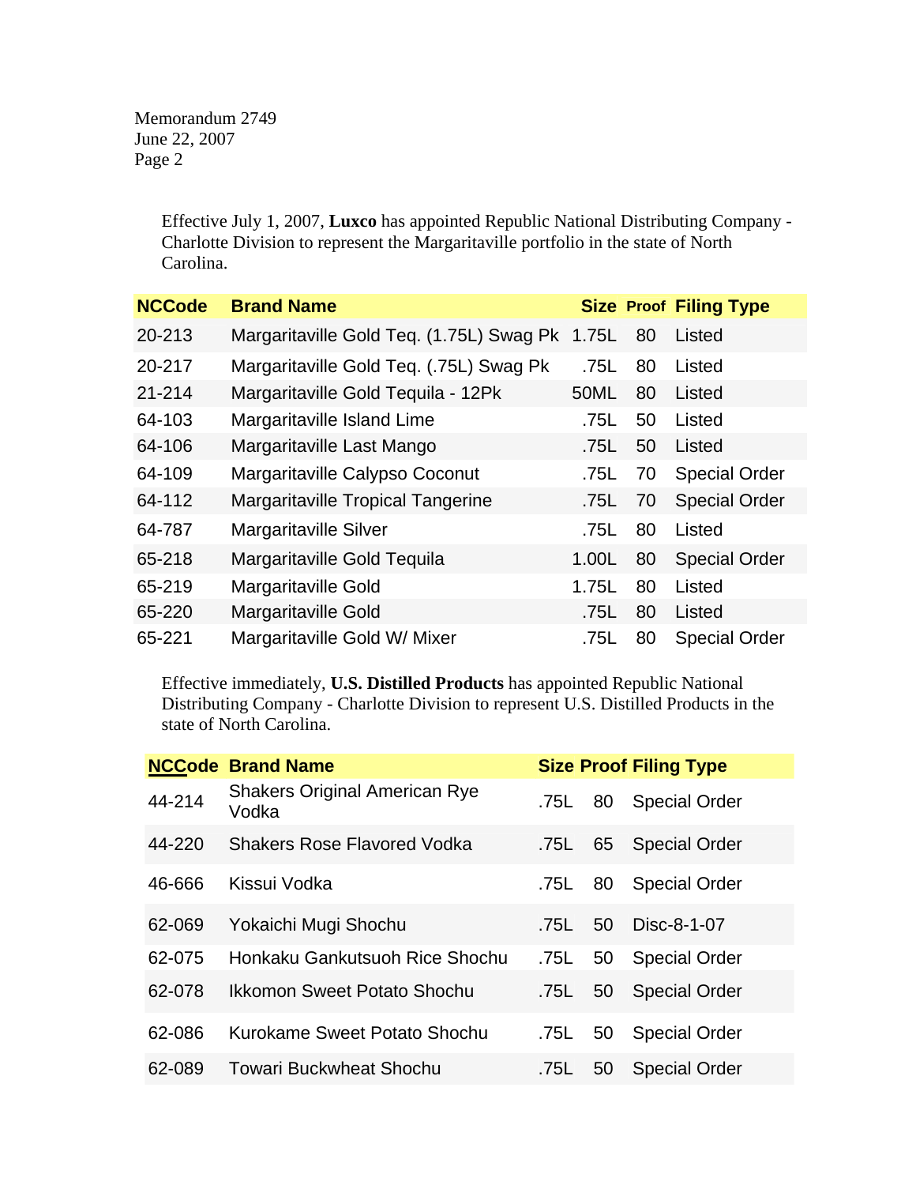Memorandum 2749
June 22, 2007

Effective July 1, 2007, **Luxco** has appointed Republic National Distributing Company - Charlotte Division to represent the Margaritaville portfolio in the state of North Carolina.

| NCCode | Brand Name | Size | Proof | Filing Type |
|---|---|---|---|---|
| 20-213 | Margaritaville Gold Teq. (1.75L) Swag Pk | 1.75L | 80 | Listed |
| 20-217 | Margaritaville Gold Teq. (.75L) Swag Pk | .75L | 80 | Listed |
| 21-214 | Margaritaville Gold Tequila - 12Pk | 50ML | 80 | Listed |
| 64-103 | Margaritaville Island Lime | .75L | 50 | Listed |
| 64-106 | Margaritaville Last Mango | .75L | 50 | Listed |
| 64-109 | Margaritaville Calypso Coconut | .75L | 70 | Special Order |
| 64-112 | Margaritaville Tropical Tangerine | .75L | 70 | Special Order |
| 64-787 | Margaritaville Silver | .75L | 80 | Listed |
| 65-218 | Margaritaville Gold Tequila | 1.00L | 80 | Special Order |
| 65-219 | Margaritaville Gold | 1.75L | 80 | Listed |
| 65-220 | Margaritaville Gold | .75L | 80 | Listed |
| 65-221 | Margaritaville Gold W/ Mixer | .75L | 80 | Special Order |

Effective immediately, **U.S. Distilled Products** has appointed Republic National Distributing Company - Charlotte Division to represent U.S. Distilled Products in the state of North Carolina.

| NCCode | Brand Name | Size | Proof | Filing Type |
|---|---|---|---|---|
| 44-214 | Shakers Original American Rye Vodka | .75L | 80 | Special Order |
| 44-220 | Shakers Rose Flavored Vodka | .75L | 65 | Special Order |
| 46-666 | Kissui Vodka | .75L | 80 | Special Order |
| 62-069 | Yokaichi Mugi Shochu | .75L | 50 | Disc-8-1-07 |
| 62-075 | Honkaku Gankutsuoh Rice Shochu | .75L | 50 | Special Order |
| 62-078 | Ikkomon Sweet Potato Shochu | .75L | 50 | Special Order |
| 62-086 | Kurokame Sweet Potato Shochu | .75L | 50 | Special Order |
| 62-089 | Towari Buckwheat Shochu | .75L | 50 | Special Order |